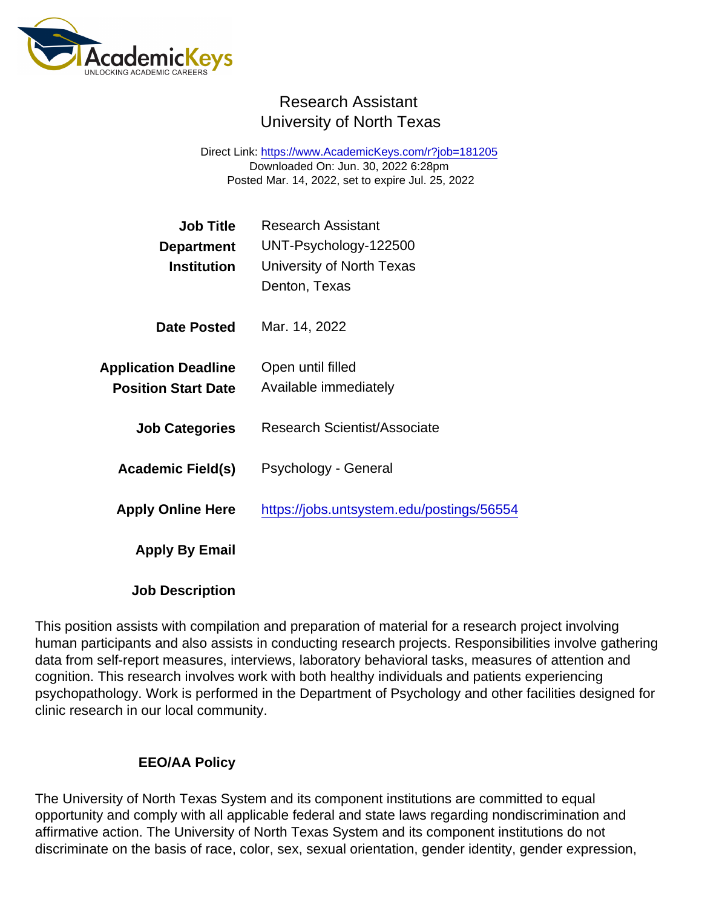# Research Assistant
## University of North Texas

Direct Link: https://www.AcademicKeys.com/r?job=181205
Downloaded On: Jun. 30, 2022 6:28pm
Posted Mar. 14, 2022, set to expire Jul. 25, 2022

**Job Title** Research Assistant
**Department** UNT-Psychology-122500
**Institution** University of North Texas
Denton, Texas

**Date Posted** Mar. 14, 2022

**Application Deadline** Open until filled
**Position Start Date** Available immediately

**Job Categories** Research Scientist/Associate

**Academic Field(s)** Psychology - General

**Apply Online Here** https://jobs.untsystem.edu/postings/56554

**Apply By Email**

**Job Description**

This position assists with compilation and preparation of material for a research project involving human participants and also assists in conducting research projects. Responsibilities involve gathering data from self-report measures, interviews, laboratory behavioral tasks, measures of attention and cognition. This research involves work with both healthy individuals and patients experiencing psychopathology. Work is performed in the Department of Psychology and other facilities designed for clinic research in our local community.

**EEO/AA Policy**

The University of North Texas System and its component institutions are committed to equal opportunity and comply with all applicable federal and state laws regarding nondiscrimination and affirmative action. The University of North Texas System and its component institutions do not discriminate on the basis of race, color, sex, sexual orientation, gender identity, gender expression,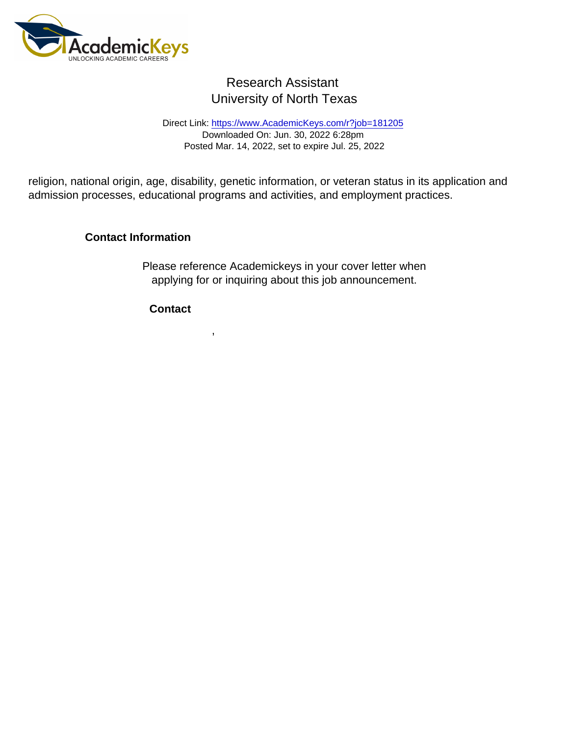religion, national origin, age, disability, genetic information, or veteran status in its application and admission processes, educational programs and activities, and employment practices.

## Contact Information

Please reference Academickeys in your cover letter when applying for or inquiring about this job announcement.

**Contact**

,